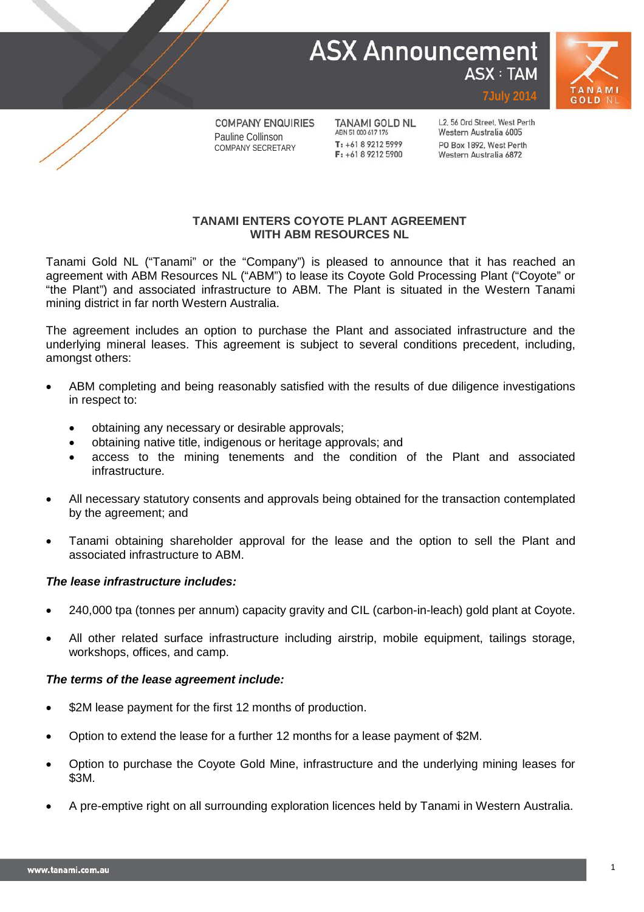# ASX Announcement

ASX : TAM

7July 2014

COMPANY ENQUIRIES
Pauline Collinson
COMPANY SECRETARY

TANAMI GOLD NL
ABN 51 000 617 176
T: +61 8 9212 5999
F: +61 8 9212 5900

L2, 56 Ord Street, West Perth
Western Australia 6005
PO Box 1892, West Perth
Western Australia 6872

## TANAMI ENTERS COYOTE PLANT AGREEMENT WITH ABM RESOURCES NL

Tanami Gold NL ("Tanami" or the "Company") is pleased to announce that it has reached an agreement with ABM Resources NL ("ABM") to lease its Coyote Gold Processing Plant ("Coyote" or "the Plant") and associated infrastructure to ABM. The Plant is situated in the Western Tanami mining district in far north Western Australia.

The agreement includes an option to purchase the Plant and associated infrastructure and the underlying mineral leases. This agreement is subject to several conditions precedent, including, amongst others:

- ABM completing and being reasonably satisfied with the results of due diligence investigations in respect to:
  - obtaining any necessary or desirable approvals;
  - obtaining native title, indigenous or heritage approvals; and
  - access to the mining tenements and the condition of the Plant and associated infrastructure.
- All necessary statutory consents and approvals being obtained for the transaction contemplated by the agreement; and
- Tanami obtaining shareholder approval for the lease and the option to sell the Plant and associated infrastructure to ABM.

***The lease infrastructure includes:***

- 240,000 tpa (tonnes per annum) capacity gravity and CIL (carbon-in-leach) gold plant at Coyote.
- All other related surface infrastructure including airstrip, mobile equipment, tailings storage, workshops, offices, and camp.

***The terms of the lease agreement include:***

- $2M lease payment for the first 12 months of production.
- Option to extend the lease for a further 12 months for a lease payment of $2M.
- Option to purchase the Coyote Gold Mine, infrastructure and the underlying mining leases for $3M.
- A pre-emptive right on all surrounding exploration licences held by Tanami in Western Australia.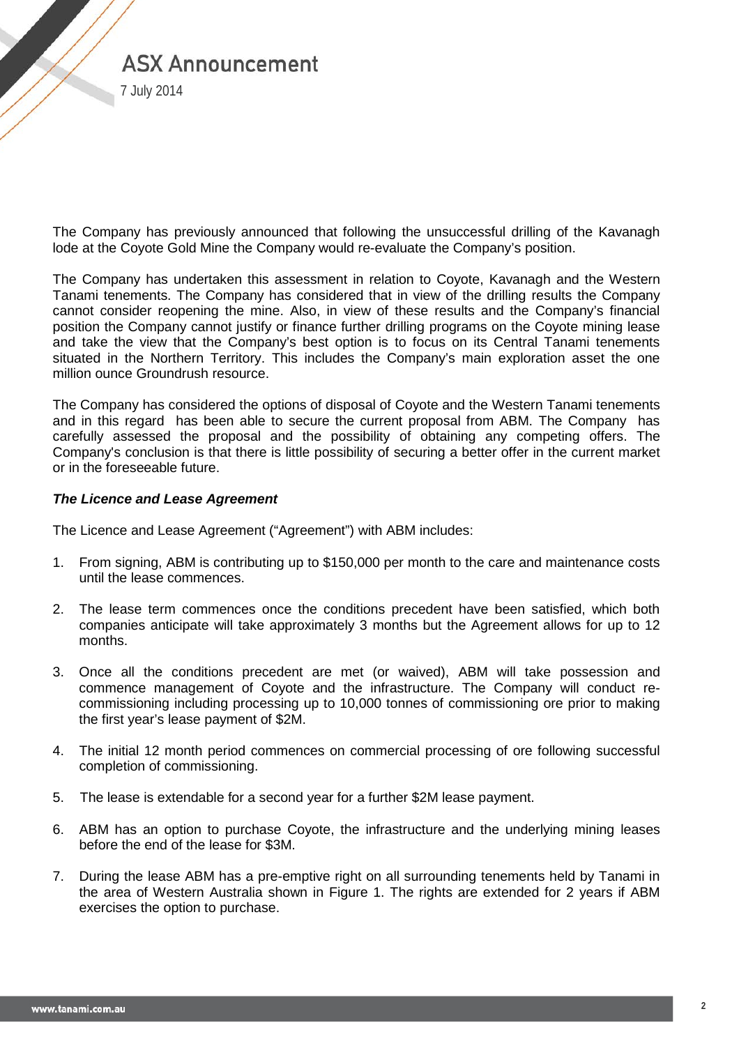The Company has previously announced that following the unsuccessful drilling of the Kavanagh lode at the Coyote Gold Mine the Company would re-evaluate the Company's position.

The Company has undertaken this assessment in relation to Coyote, Kavanagh and the Western Tanami tenements. The Company has considered that in view of the drilling results the Company cannot consider reopening the mine. Also, in view of these results and the Company's financial position the Company cannot justify or finance further drilling programs on the Coyote mining lease and take the view that the Company's best option is to focus on its Central Tanami tenements situated in the Northern Territory. This includes the Company's main exploration asset the one million ounce Groundrush resource.

The Company has considered the options of disposal of Coyote and the Western Tanami tenements and in this regard has been able to secure the current proposal from ABM. The Company has carefully assessed the proposal and the possibility of obtaining any competing offers. The Company's conclusion is that there is little possibility of securing a better offer in the current market or in the foreseeable future.

***The Licence and Lease Agreement***

The Licence and Lease Agreement ("Agreement") with ABM includes:

1. From signing, ABM is contributing up to $150,000 per month to the care and maintenance costs until the lease commences.
2. The lease term commences once the conditions precedent have been satisfied, which both companies anticipate will take approximately 3 months but the Agreement allows for up to 12 months.
3. Once all the conditions precedent are met (or waived), ABM will take possession and commence management of Coyote and the infrastructure. The Company will conduct re-commissioning including processing up to 10,000 tonnes of commissioning ore prior to making the first year's lease payment of $2M.
4. The initial 12 month period commences on commercial processing of ore following successful completion of commissioning.
5. The lease is extendable for a second year for a further $2M lease payment.
6. ABM has an option to purchase Coyote, the infrastructure and the underlying mining leases before the end of the lease for $3M.
7. During the lease ABM has a pre-emptive right on all surrounding tenements held by Tanami in the area of Western Australia shown in Figure 1. The rights are extended for 2 years if ABM exercises the option to purchase.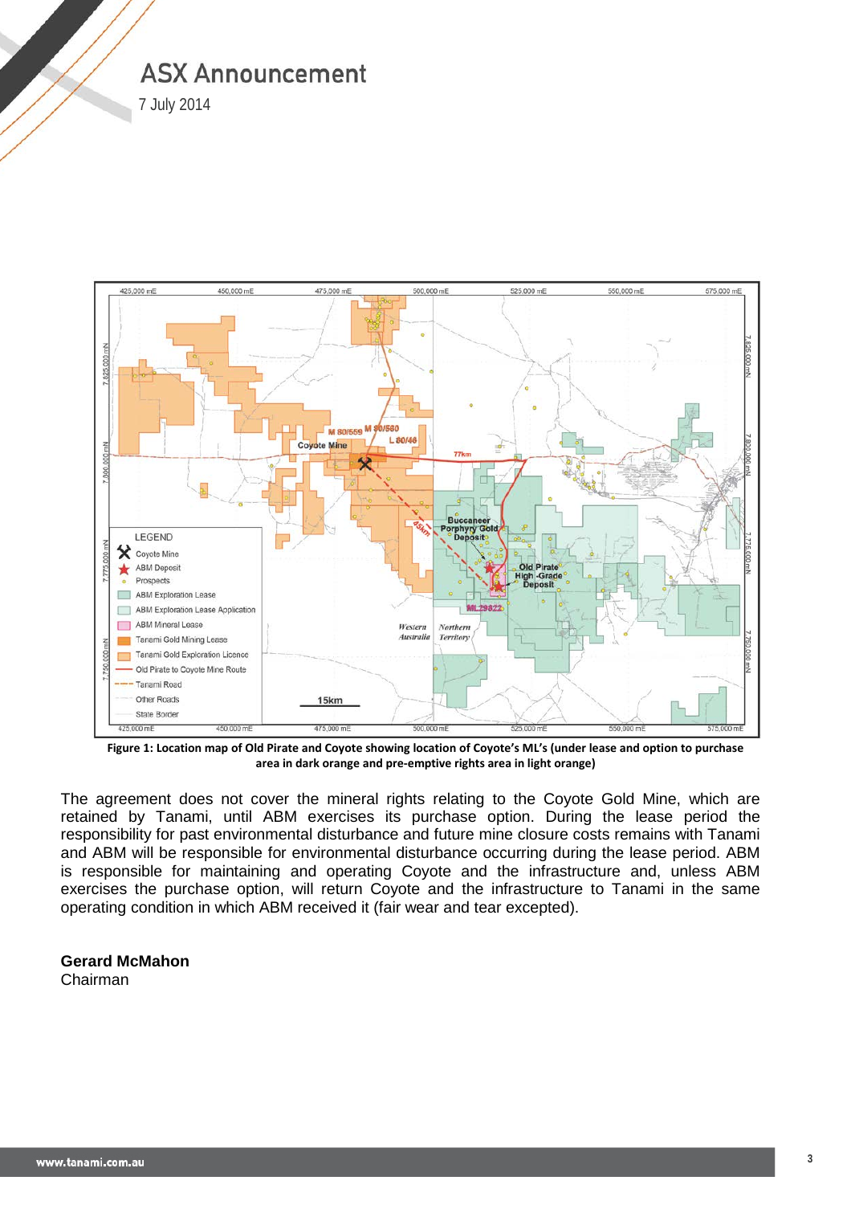Figure 1: Location map of Old Pirate and Coyote showing location of Coyote's ML's (under lease and option to purchase area in dark orange and pre-emptive rights area in light orange)

The agreement does not cover the mineral rights relating to the Coyote Gold Mine, which are retained by Tanami, until ABM exercises its purchase option. During the lease period the responsibility for past environmental disturbance and future mine closure costs remains with Tanami and ABM will be responsible for environmental disturbance occurring during the lease period. ABM is responsible for maintaining and operating Coyote and the infrastructure and, unless ABM exercises the purchase option, will return Coyote and the infrastructure to Tanami in the same operating condition in which ABM received it (fair wear and tear excepted).

**Gerard McMahon**
Chairman